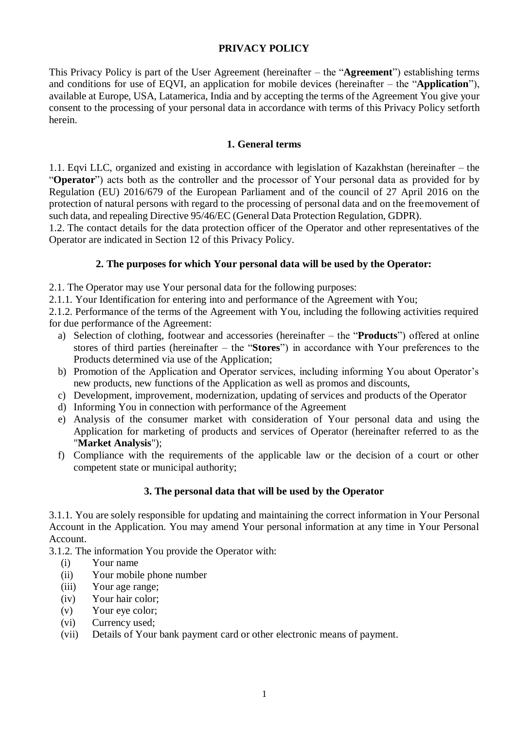# PRIVACY POLICY

This Privacy Policy is part of the User Agreement (hereinafter – the "**Agreement**") establishing terms and conditions for use of EQVI, an application for mobile devices (hereinafter – the "**Application**"), available at Europe, USA, Latamerica, India and by accepting the terms of the Agreement You give your consent to the processing of your personal data in accordance with terms of this Privacy Policy setforth herein.

## 1. General terms

1.1. Eqvi LLC, organized and existing in accordance with legislation of Kazakhstan (hereinafter – the "**Operator**") acts both as the controller and the processor of Your personal data as provided for by Regulation (EU) 2016/679 of the European Parliament and of the council of 27 April 2016 on the protection of natural persons with regard to the processing of personal data and on the freemovement of such data, and repealing Directive 95/46/EC (General Data Protection Regulation, GDPR).

1.2. The contact details for the data protection officer of the Operator and other representatives of the Operator are indicated in Section 12 of this Privacy Policy.

## 2. The purposes for which Your personal data will be used by the Operator:

2.1. The Operator may use Your personal data for the following purposes:

2.1.1. Your Identification for entering into and performance of the Agreement with You;

2.1.2. Performance of the terms of the Agreement with You, including the following activities required for due performance of the Agreement:

a) Selection of clothing, footwear and accessories (hereinafter – the "**Products**") offered at online stores of third parties (hereinafter – the "**Stores**") in accordance with Your preferences to the Products determined via use of the Application;
b) Promotion of the Application and Operator services, including informing You about Operator's new products, new functions of the Application as well as promos and discounts,
c) Development, improvement, modernization, updating of services and products of the Operator
d) Informing You in connection with performance of the Agreement
e) Analysis of the consumer market with consideration of Your personal data and using the Application for marketing of products and services of Operator (hereinafter referred to as the "**Market Analysis**");
f) Compliance with the requirements of the applicable law or the decision of a court or other competent state or municipal authority;

## 3. The personal data that will be used by the Operator

3.1.1. You are solely responsible for updating and maintaining the correct information in Your Personal Account in the Application. You may amend Your personal information at any time in Your Personal Account.

3.1.2. The information You provide the Operator with:

(i) Your name
(ii) Your mobile phone number
(iii) Your age range;
(iv) Your hair color;
(v) Your eye color;
(vi) Currency used;
(vii) Details of Your bank payment card or other electronic means of payment.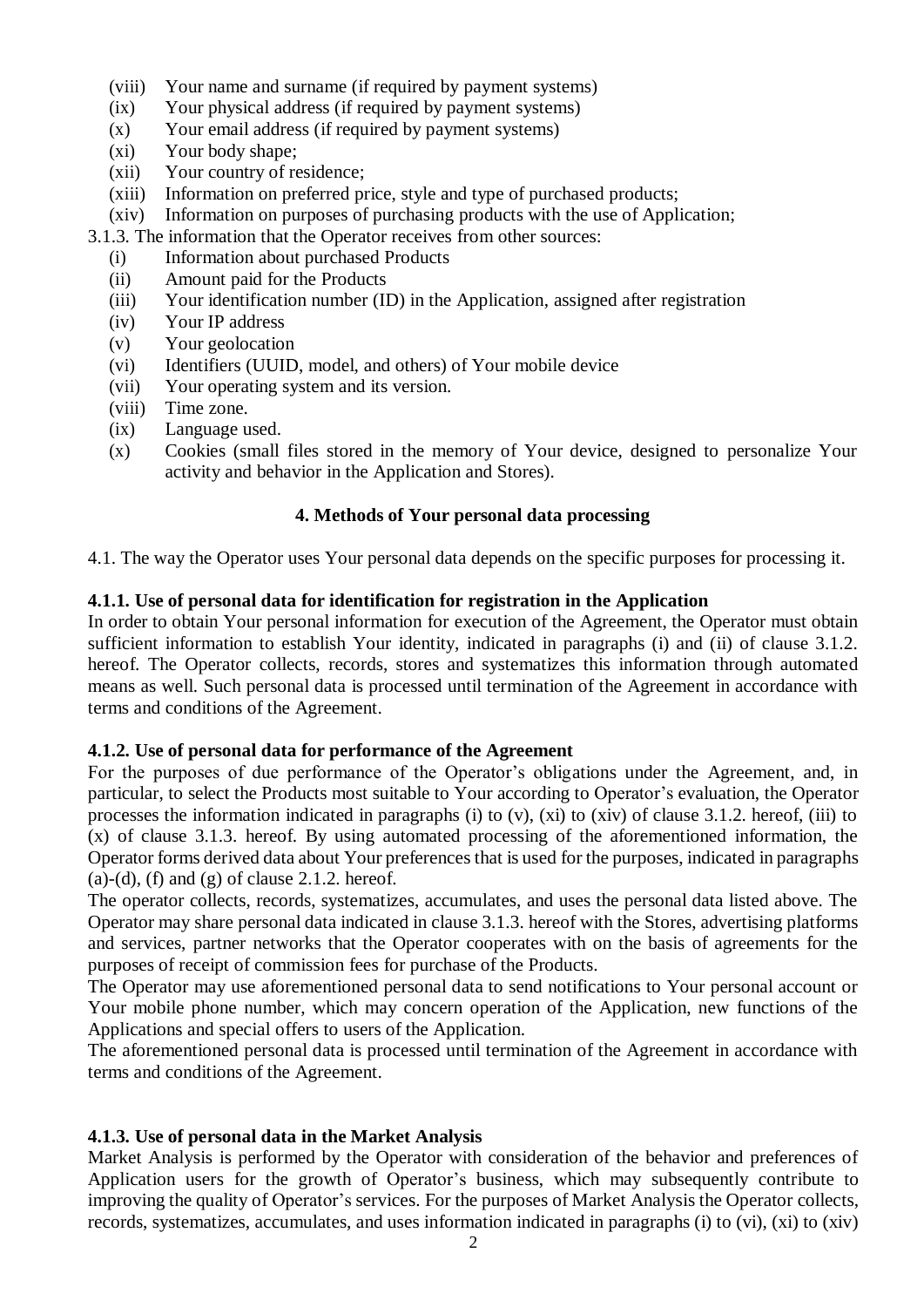- (viii) Your name and surname (if required by payment systems)
- (ix) Your physical address (if required by payment systems)
- (x) Your email address (if required by payment systems)
- (xi) Your body shape;
- (xii) Your country of residence;
- (xiii) Information on preferred price, style and type of purchased products;
- (xiv) Information on purposes of purchasing products with the use of Application;

3.1.3. The information that the Operator receives from other sources:

- (i) Information about purchased Products
- (ii) Amount paid for the Products
- (iii) Your identification number (ID) in the Application, assigned after registration
- (iv) Your IP address
- (v) Your geolocation
- (vi) Identifiers (UUID, model, and others) of Your mobile device
- (vii) Your operating system and its version.
- (viii) Time zone.
- (ix) Language used.
- (x) Cookies (small files stored in the memory of Your device, designed to personalize Your activity and behavior in the Application and Stores).

## 4. Methods of Your personal data processing

4.1. The way the Operator uses Your personal data depends on the specific purposes for processing it.

**4.1.1. Use of personal data for identification for registration in the Application**

In order to obtain Your personal information for execution of the Agreement, the Operator must obtain sufficient information to establish Your identity, indicated in paragraphs (i) and (ii) of clause 3.1.2. hereof. The Operator collects, records, stores and systematizes this information through automated means as well. Such personal data is processed until termination of the Agreement in accordance with terms and conditions of the Agreement.

**4.1.2. Use of personal data for performance of the Agreement**

For the purposes of due performance of the Operator's obligations under the Agreement, and, in particular, to select the Products most suitable to Your according to Operator's evaluation, the Operator processes the information indicated in paragraphs (i) to (v), (xi) to (xiv) of clause 3.1.2. hereof, (iii) to (x) of clause 3.1.3. hereof. By using automated processing of the aforementioned information, the Operator forms derived data about Your preferences that is used for the purposes, indicated in paragraphs (a)-(d), (f) and (g) of clause 2.1.2. hereof.

The operator collects, records, systematizes, accumulates, and uses the personal data listed above. The Operator may share personal data indicated in clause 3.1.3. hereof with the Stores, advertising platforms and services, partner networks that the Operator cooperates with on the basis of agreements for the purposes of receipt of commission fees for purchase of the Products.

The Operator may use aforementioned personal data to send notifications to Your personal account or Your mobile phone number, which may concern operation of the Application, new functions of the Applications and special offers to users of the Application.

The aforementioned personal data is processed until termination of the Agreement in accordance with terms and conditions of the Agreement.

**4.1.3. Use of personal data in the Market Analysis**

Market Analysis is performed by the Operator with consideration of the behavior and preferences of Application users for the growth of Operator's business, which may subsequently contribute to improving the quality of Operator's services. For the purposes of Market Analysis the Operator collects, records, systematizes, accumulates, and uses information indicated in paragraphs (i) to (vi), (xi) to (xiv)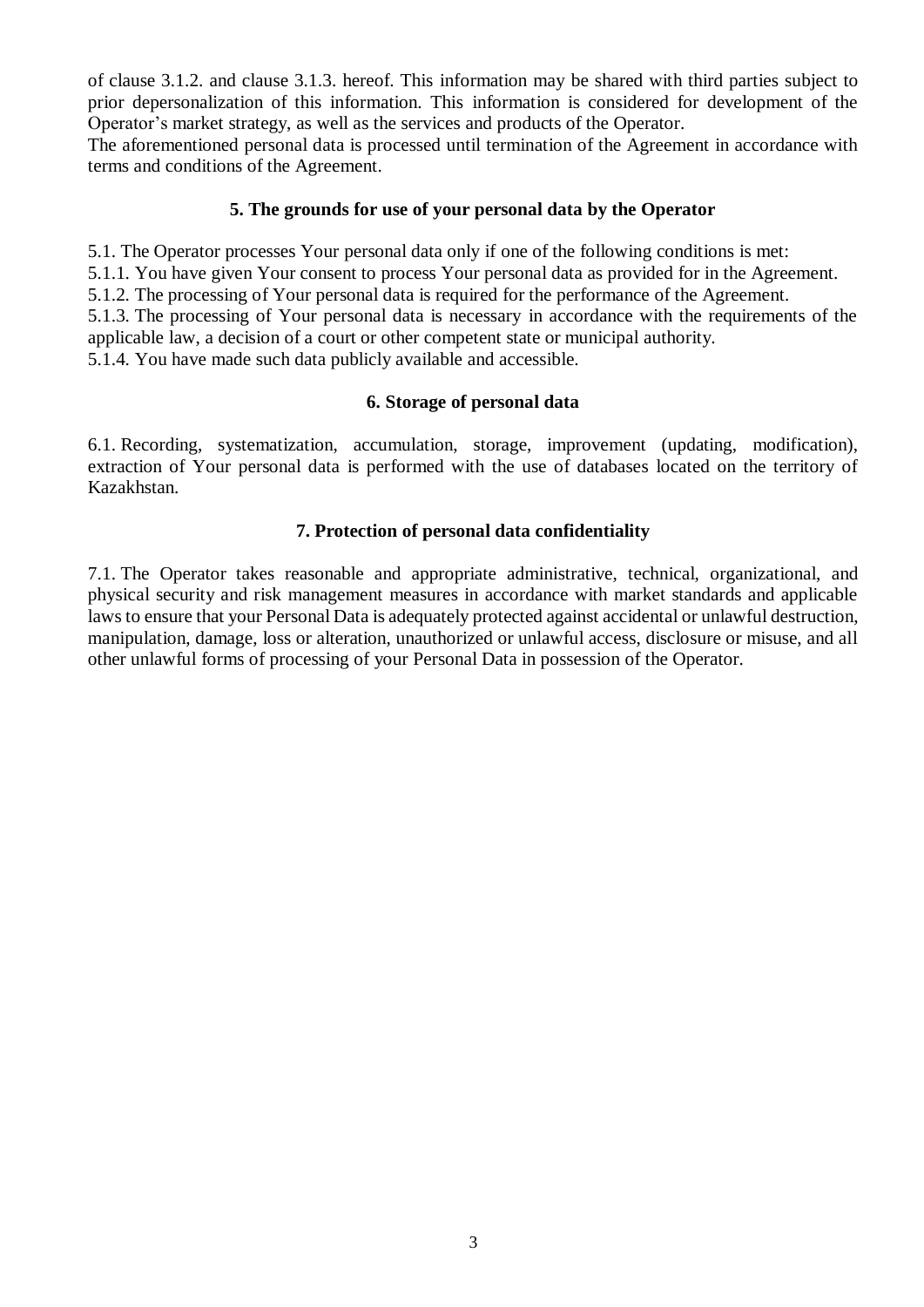of clause 3.1.2. and clause 3.1.3. hereof. This information may be shared with third parties subject to prior depersonalization of this information. This information is considered for development of the Operator's market strategy, as well as the services and products of the Operator.
The aforementioned personal data is processed until termination of the Agreement in accordance with terms and conditions of the Agreement.

## 5. The grounds for use of your personal data by the Operator

5.1. The Operator processes Your personal data only if one of the following conditions is met:
5.1.1. You have given Your consent to process Your personal data as provided for in the Agreement.
5.1.2. The processing of Your personal data is required for the performance of the Agreement.
5.1.3. The processing of Your personal data is necessary in accordance with the requirements of the applicable law, a decision of a court or other competent state or municipal authority.
5.1.4. You have made such data publicly available and accessible.

## 6. Storage of personal data

6.1. Recording, systematization, accumulation, storage, improvement (updating, modification), extraction of Your personal data is performed with the use of databases located on the territory of Kazakhstan.

## 7. Protection of personal data confidentiality

7.1. The Operator takes reasonable and appropriate administrative, technical, organizational, and physical security and risk management measures in accordance with market standards and applicable laws to ensure that your Personal Data is adequately protected against accidental or unlawful destruction, manipulation, damage, loss or alteration, unauthorized or unlawful access, disclosure or misuse, and all other unlawful forms of processing of your Personal Data in possession of the Operator.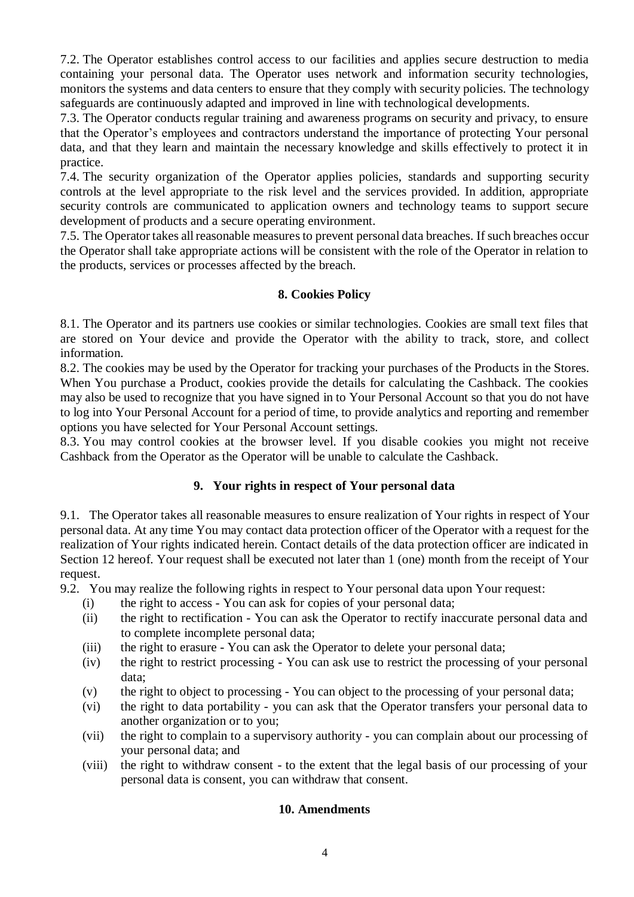7.2. The Operator establishes control access to our facilities and applies secure destruction to media containing your personal data. The Operator uses network and information security technologies, monitors the systems and data centers to ensure that they comply with security policies. The technology safeguards are continuously adapted and improved in line with technological developments.

7.3. The Operator conducts regular training and awareness programs on security and privacy, to ensure that the Operator's employees and contractors understand the importance of protecting Your personal data, and that they learn and maintain the necessary knowledge and skills effectively to protect it in practice.

7.4. The security organization of the Operator applies policies, standards and supporting security controls at the level appropriate to the risk level and the services provided. In addition, appropriate security controls are communicated to application owners and technology teams to support secure development of products and a secure operating environment.

7.5. The Operator takes all reasonable measures to prevent personal data breaches. If such breaches occur the Operator shall take appropriate actions will be consistent with the role of the Operator in relation to the products, services or processes affected by the breach.

## 8. Cookies Policy

8.1. The Operator and its partners use cookies or similar technologies. Cookies are small text files that are stored on Your device and provide the Operator with the ability to track, store, and collect information.

8.2. The cookies may be used by the Operator for tracking your purchases of the Products in the Stores. When You purchase a Product, cookies provide the details for calculating the Cashback. The cookies may also be used to recognize that you have signed in to Your Personal Account so that you do not have to log into Your Personal Account for a period of time, to provide analytics and reporting and remember options you have selected for Your Personal Account settings.

8.3. You may control cookies at the browser level. If you disable cookies you might not receive Cashback from the Operator as the Operator will be unable to calculate the Cashback.

## 9. Your rights in respect of Your personal data

9.1. The Operator takes all reasonable measures to ensure realization of Your rights in respect of Your personal data. At any time You may contact data protection officer of the Operator with a request for the realization of Your rights indicated herein. Contact details of the data protection officer are indicated in Section 12 hereof. Your request shall be executed not later than 1 (one) month from the receipt of Your request.

9.2. You may realize the following rights in respect to Your personal data upon Your request:

- (i) the right to access - You can ask for copies of your personal data;
- (ii) the right to rectification - You can ask the Operator to rectify inaccurate personal data and to complete incomplete personal data;
- (iii) the right to erasure - You can ask the Operator to delete your personal data;
- (iv) the right to restrict processing - You can ask use to restrict the processing of your personal data;
- (v) the right to object to processing - You can object to the processing of your personal data;
- (vi) the right to data portability - you can ask that the Operator transfers your personal data to another organization or to you;
- (vii) the right to complain to a supervisory authority - you can complain about our processing of your personal data; and
- (viii) the right to withdraw consent - to the extent that the legal basis of our processing of your personal data is consent, you can withdraw that consent.

## 10. Amendments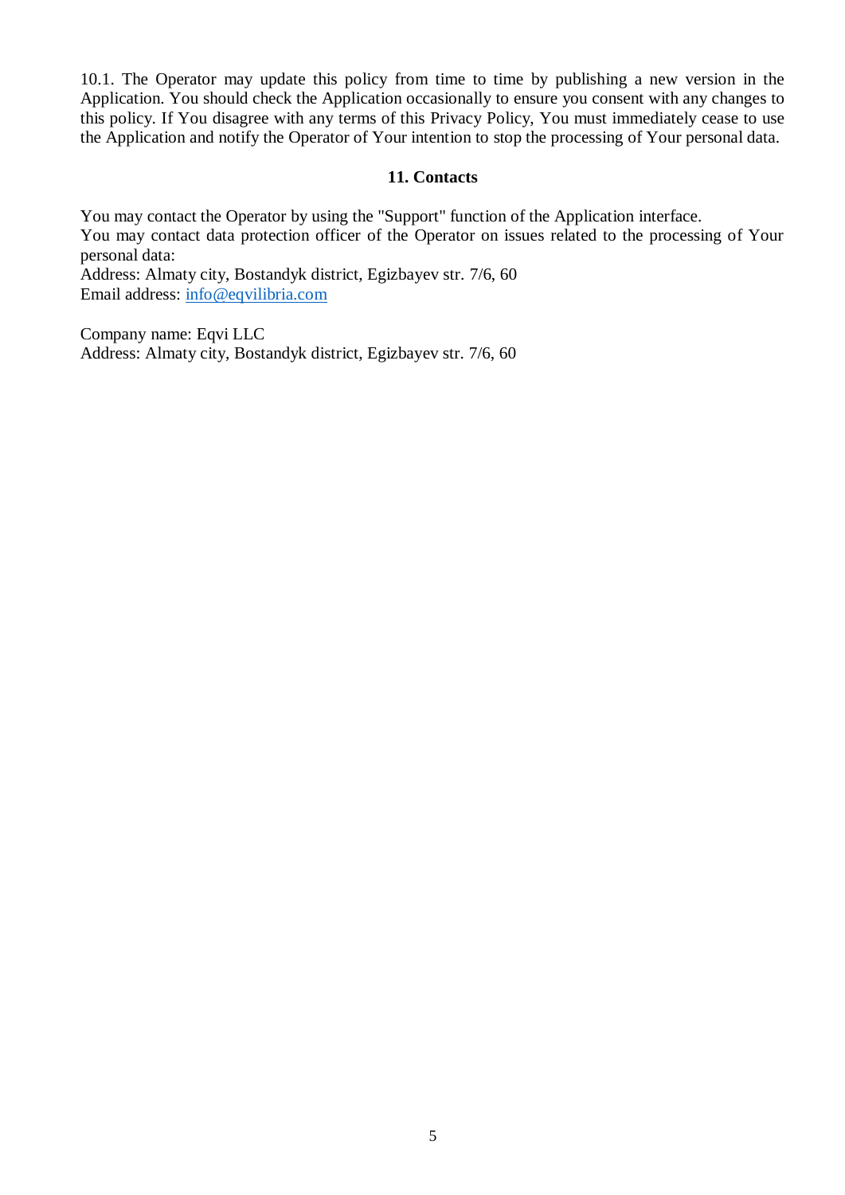10.1. The Operator may update this policy from time to time by publishing a new version in the Application. You should check the Application occasionally to ensure you consent with any changes to this policy. If You disagree with any terms of this Privacy Policy, You must immediately cease to use the Application and notify the Operator of Your intention to stop the processing of Your personal data.

## 11. Contacts

You may contact the Operator by using the "Support" function of the Application interface.
You may contact data protection officer of the Operator on issues related to the processing of Your personal data:
Address: Almaty city, Bostandyk district, Egizbayev str. 7/6, 60
Email address: info@eqvilibria.com

Company name: Eqvi LLC
Address: Almaty city, Bostandyk district, Egizbayev str. 7/6, 60